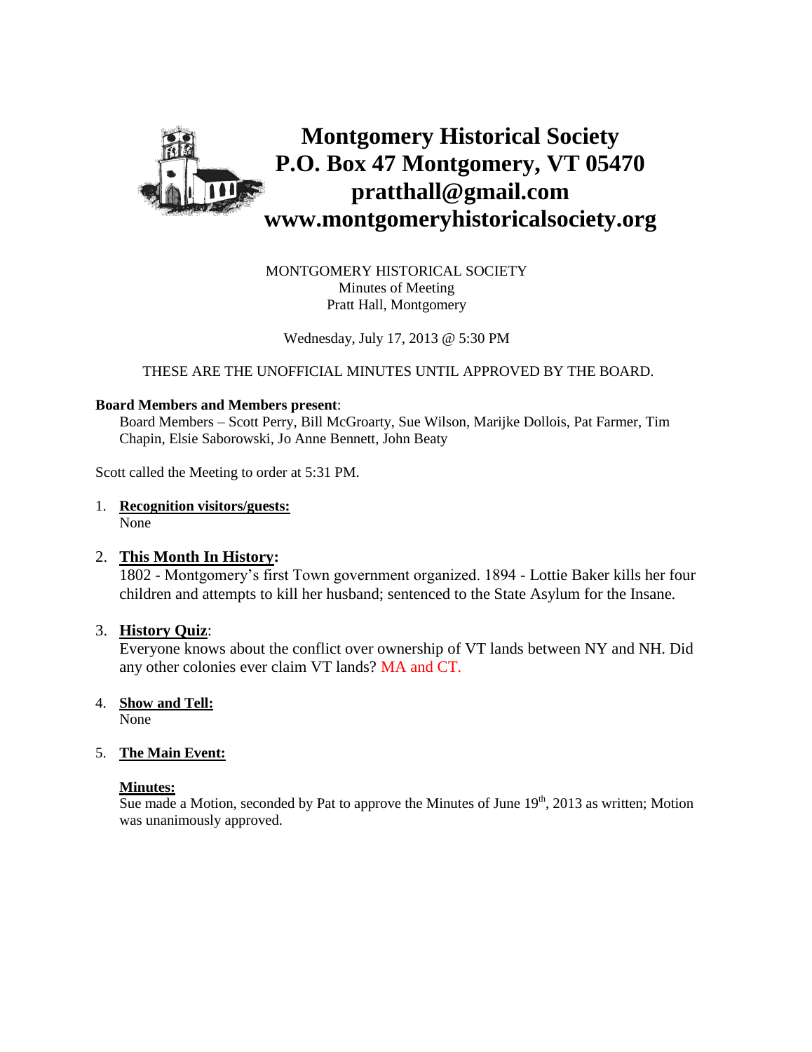# Montgomery Historical Society
# P.O. Box 47 Montgomery, VT 05470
# pratthall@gmail.com
# www.montgomeryhistoricalsociety.org

MONTGOMERY HISTORICAL SOCIETY
Minutes of Meeting
Pratt Hall, Montgomery

Wednesday, July 17, 2013 @ 5:30 PM

THESE ARE THE UNOFFICIAL MINUTES UNTIL APPROVED BY THE BOARD.

**Board Members and Members present**:

Board Members – Scott Perry, Bill McGroarty, Sue Wilson, Marijke Dollois, Pat Farmer, Tim Chapin, Elsie Saborowski, Jo Anne Bennett, John Beaty

Scott called the Meeting to order at 5:31 PM.

1. **Recognition visitors/guests:**
   None

2. **This Month In History:**
   1802 - Montgomery's first Town government organized. 1894 - Lottie Baker kills her four children and attempts to kill her husband; sentenced to the State Asylum for the Insane.

3. **History Quiz**:
   Everyone knows about the conflict over ownership of VT lands between NY and NH. Did any other colonies ever claim VT lands? MA and CT.

4. **Show and Tell:**
   None

5. **The Main Event:**

   **Minutes:**
   Sue made a Motion, seconded by Pat to approve the Minutes of June 19th, 2013 as written; Motion was unanimously approved.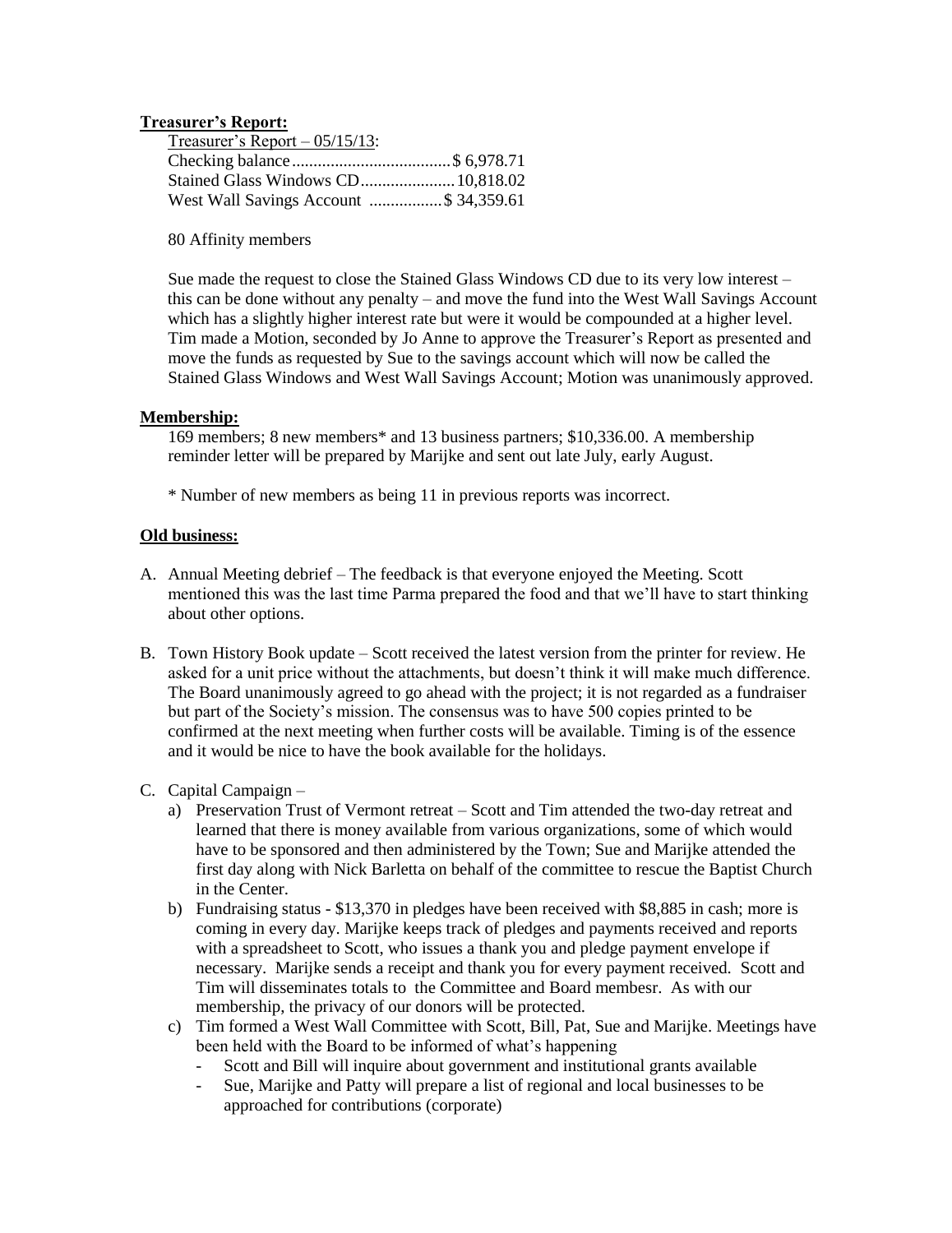**Treasurer's Report:**

Treasurer's Report – 05/15/13:
Checking balance.....................................$ 6,978.71
Stained Glass Windows CD......................10,818.02
West Wall Savings Account .................$ 34,359.61

80 Affinity members

Sue made the request to close the Stained Glass Windows CD due to its very low interest – this can be done without any penalty – and move the fund into the West Wall Savings Account which has a slightly higher interest rate but were it would be compounded at a higher level. Tim made a Motion, seconded by Jo Anne to approve the Treasurer's Report as presented and move the funds as requested by Sue to the savings account which will now be called the Stained Glass Windows and West Wall Savings Account; Motion was unanimously approved.

**Membership:**

169 members; 8 new members* and 13 business partners; $10,336.00. A membership reminder letter will be prepared by Marijke and sent out late July, early August.

* Number of new members as being 11 in previous reports was incorrect.

**Old business:**

A. Annual Meeting debrief – The feedback is that everyone enjoyed the Meeting. Scott mentioned this was the last time Parma prepared the food and that we'll have to start thinking about other options.

B. Town History Book update – Scott received the latest version from the printer for review. He asked for a unit price without the attachments, but doesn't think it will make much difference. The Board unanimously agreed to go ahead with the project; it is not regarded as a fundraiser but part of the Society's mission. The consensus was to have 500 copies printed to be confirmed at the next meeting when further costs will be available. Timing is of the essence and it would be nice to have the book available for the holidays.

C. Capital Campaign –
   a) Preservation Trust of Vermont retreat – Scott and Tim attended the two-day retreat and learned that there is money available from various organizations, some of which would have to be sponsored and then administered by the Town; Sue and Marijke attended the first day along with Nick Barletta on behalf of the committee to rescue the Baptist Church in the Center.
   b) Fundraising status - $13,370 in pledges have been received with $8,885 in cash; more is coming in every day. Marijke keeps track of pledges and payments received and reports with a spreadsheet to Scott, who issues a thank you and pledge payment envelope if necessary. Marijke sends a receipt and thank you for every payment received. Scott and Tim will disseminates totals to the Committee and Board membesr. As with our membership, the privacy of our donors will be protected.
   c) Tim formed a West Wall Committee with Scott, Bill, Pat, Sue and Marijke. Meetings have been held with the Board to be informed of what's happening
      - Scott and Bill will inquire about government and institutional grants available
      - Sue, Marijke and Patty will prepare a list of regional and local businesses to be approached for contributions (corporate)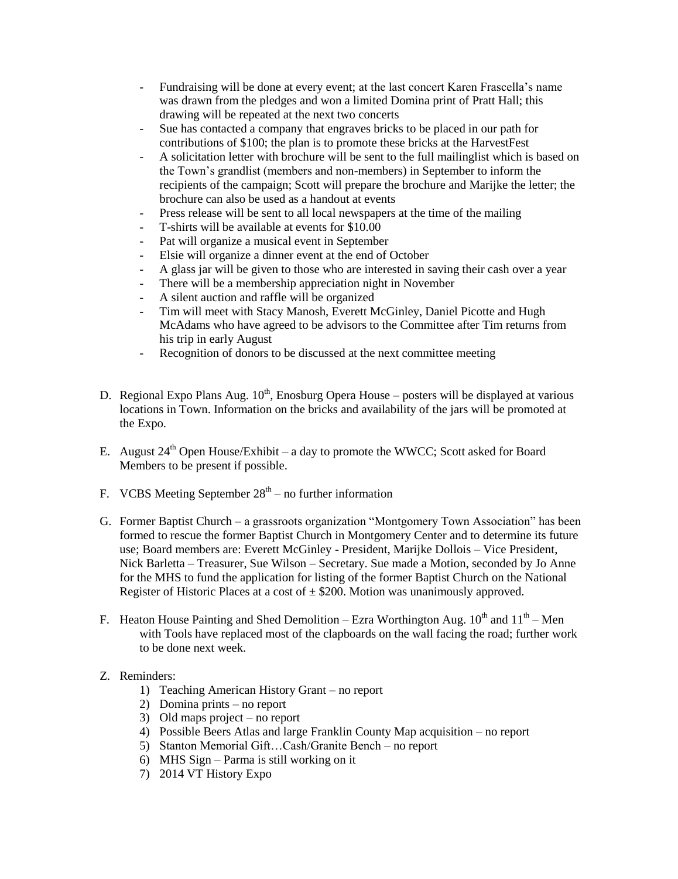- Fundraising will be done at every event; at the last concert Karen Frascella's name was drawn from the pledges and won a limited Domina print of Pratt Hall; this drawing will be repeated at the next two concerts
- Sue has contacted a company that engraves bricks to be placed in our path for contributions of $100; the plan is to promote these bricks at the HarvestFest
- A solicitation letter with brochure will be sent to the full mailinglist which is based on the Town's grandlist (members and non-members) in September to inform the recipients of the campaign; Scott will prepare the brochure and Marijke the letter; the brochure can also be used as a handout at events
- Press release will be sent to all local newspapers at the time of the mailing
- T-shirts will be available at events for $10.00
- Pat will organize a musical event in September
- Elsie will organize a dinner event at the end of October
- A glass jar will be given to those who are interested in saving their cash over a year
- There will be a membership appreciation night in November
- A silent auction and raffle will be organized
- Tim will meet with Stacy Manosh, Everett McGinley, Daniel Picotte and Hugh McAdams who have agreed to be advisors to the Committee after Tim returns from his trip in early August
- Recognition of donors to be discussed at the next committee meeting

D. Regional Expo Plans Aug. 10th, Enosburg Opera House – posters will be displayed at various locations in Town. Information on the bricks and availability of the jars will be promoted at the Expo.

E. August 24th Open House/Exhibit – a day to promote the WWCC; Scott asked for Board Members to be present if possible.

F. VCBS Meeting September 28th – no further information

G. Former Baptist Church – a grassroots organization "Montgomery Town Association" has been formed to rescue the former Baptist Church in Montgomery Center and to determine its future use; Board members are: Everett McGinley - President, Marijke Dollois – Vice President, Nick Barletta – Treasurer, Sue Wilson – Secretary. Sue made a Motion, seconded by Jo Anne for the MHS to fund the application for listing of the former Baptist Church on the National Register of Historic Places at a cost of ± $200. Motion was unanimously approved.

F. Heaton House Painting and Shed Demolition – Ezra Worthington Aug. 10th and 11th – Men with Tools have replaced most of the clapboards on the wall facing the road; further work to be done next week.

Z. Reminders:
1) Teaching American History Grant – no report
2) Domina prints – no report
3) Old maps project – no report
4) Possible Beers Atlas and large Franklin County Map acquisition – no report
5) Stanton Memorial Gift…Cash/Granite Bench – no report
6) MHS Sign – Parma is still working on it
7) 2014 VT History Expo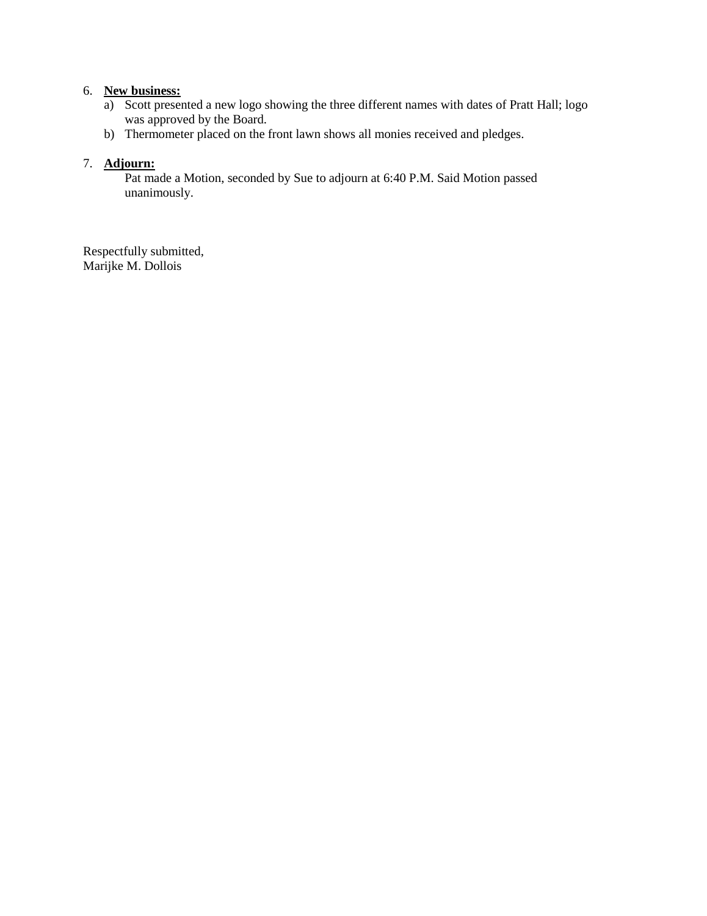6. **New business:**
   a) Scott presented a new logo showing the three different names with dates of Pratt Hall; logo was approved by the Board.
   b) Thermometer placed on the front lawn shows all monies received and pledges.

7. **Adjourn:**
   Pat made a Motion, seconded by Sue to adjourn at 6:40 P.M. Said Motion passed unanimously.

Respectfully submitted,
Marijke M. Dollois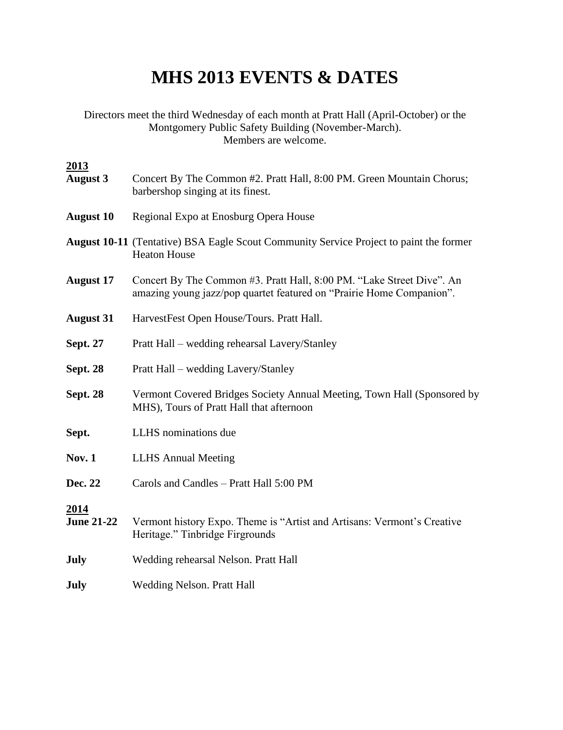# MHS 2013 EVENTS & DATES

Directors meet the third Wednesday of each month at Pratt Hall (April-October) or the Montgomery Public Safety Building (November-March).
Members are welcome.

**2013**

**August 3** Concert By The Common #2. Pratt Hall, 8:00 PM. Green Mountain Chorus; barbershop singing at its finest.

**August 10** Regional Expo at Enosburg Opera House

**August 10-11** (Tentative) BSA Eagle Scout Community Service Project to paint the former Heaton House

**August 17** Concert By The Common #3. Pratt Hall, 8:00 PM. "Lake Street Dive". An amazing young jazz/pop quartet featured on "Prairie Home Companion".

**August 31** HarvestFest Open House/Tours. Pratt Hall.

**Sept. 27** Pratt Hall – wedding rehearsal Lavery/Stanley

**Sept. 28** Pratt Hall – wedding Lavery/Stanley

**Sept. 28** Vermont Covered Bridges Society Annual Meeting, Town Hall (Sponsored by MHS), Tours of Pratt Hall that afternoon

**Sept.** LLHS nominations due

**Nov. 1** LLHS Annual Meeting

**Dec. 22** Carols and Candles – Pratt Hall 5:00 PM

**2014**

**June 21-22** Vermont history Expo. Theme is "Artist and Artisans: Vermont's Creative Heritage." Tinbridge Firgrounds

**July** Wedding rehearsal Nelson. Pratt Hall

**July** Wedding Nelson. Pratt Hall